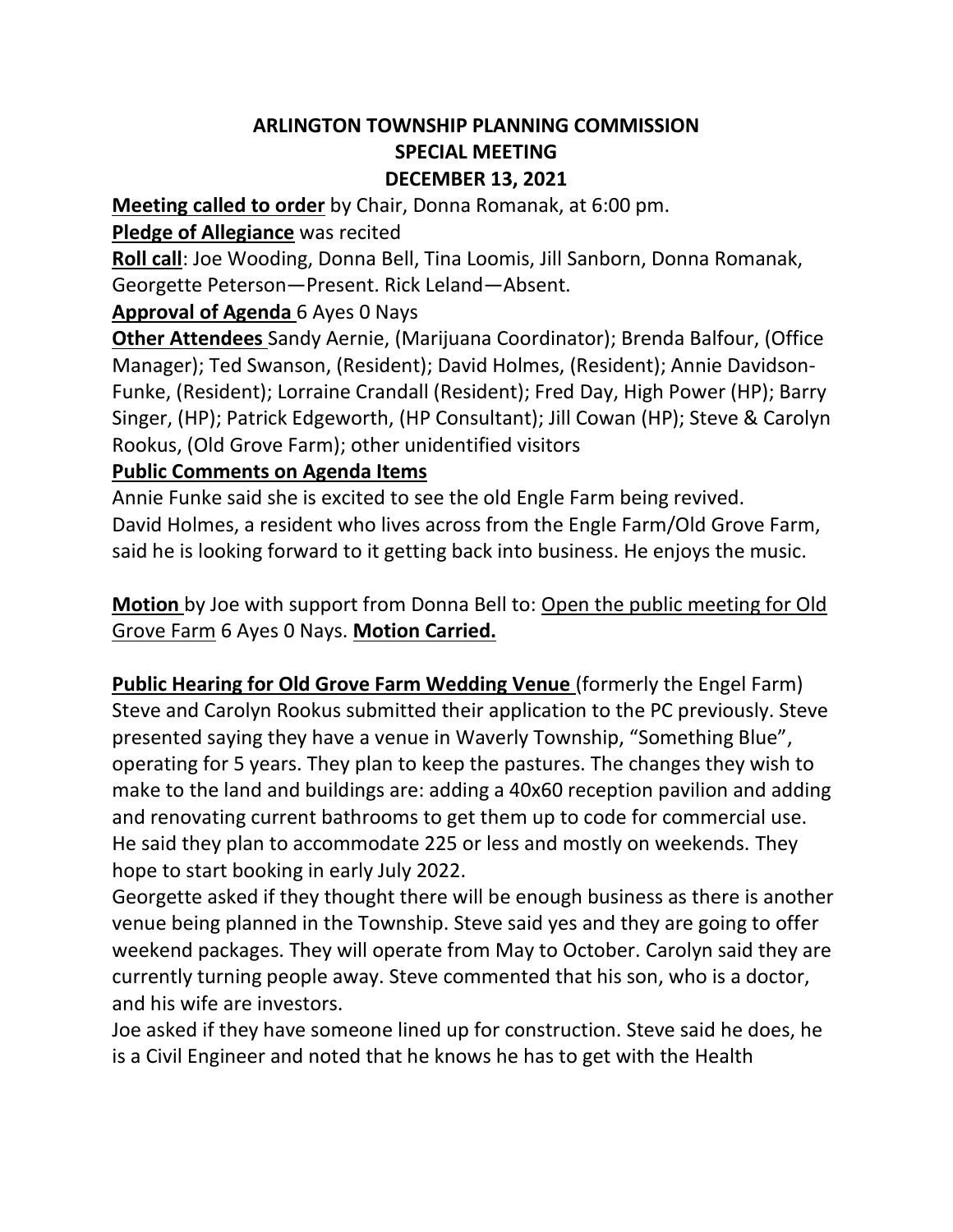# ARLINGTON TOWNSHIP PLANNING COMMISSION
## SPECIAL MEETING
## DECEMBER 13, 2021

**Meeting called to order** by Chair, Donna Romanak, at 6:00 pm.

**Pledge of Allegiance** was recited

**Roll call**: Joe Wooding, Donna Bell, Tina Loomis, Jill Sanborn, Donna Romanak, Georgette Peterson—Present. Rick Leland—Absent.

**Approval of Agenda** 6 Ayes 0 Nays

**Other Attendees** Sandy Aernie, (Marijuana Coordinator); Brenda Balfour, (Office Manager); Ted Swanson, (Resident); David Holmes, (Resident); Annie Davidson-Funke, (Resident); Lorraine Crandall (Resident); Fred Day, High Power (HP); Barry Singer, (HP); Patrick Edgeworth, (HP Consultant); Jill Cowan (HP); Steve & Carolyn Rookus, (Old Grove Farm); other unidentified visitors

**Public Comments on Agenda Items**

Annie Funke said she is excited to see the old Engle Farm being revived.
David Holmes, a resident who lives across from the Engle Farm/Old Grove Farm, said he is looking forward to it getting back into business. He enjoys the music.

**Motion** by Joe with support from Donna Bell to: Open the public meeting for Old Grove Farm 6 Ayes 0 Nays. **Motion Carried.**

**Public Hearing for Old Grove Farm Wedding Venue** (formerly the Engel Farm)
Steve and Carolyn Rookus submitted their application to the PC previously. Steve presented saying they have a venue in Waverly Township, "Something Blue", operating for 5 years. They plan to keep the pastures. The changes they wish to make to the land and buildings are: adding a 40x60 reception pavilion and adding and renovating current bathrooms to get them up to code for commercial use. He said they plan to accommodate 225 or less and mostly on weekends. They hope to start booking in early July 2022.
Georgette asked if they thought there will be enough business as there is another venue being planned in the Township. Steve said yes and they are going to offer weekend packages. They will operate from May to October. Carolyn said they are currently turning people away. Steve commented that his son, who is a doctor, and his wife are investors.
Joe asked if they have someone lined up for construction. Steve said he does, he is a Civil Engineer and noted that he knows he has to get with the Health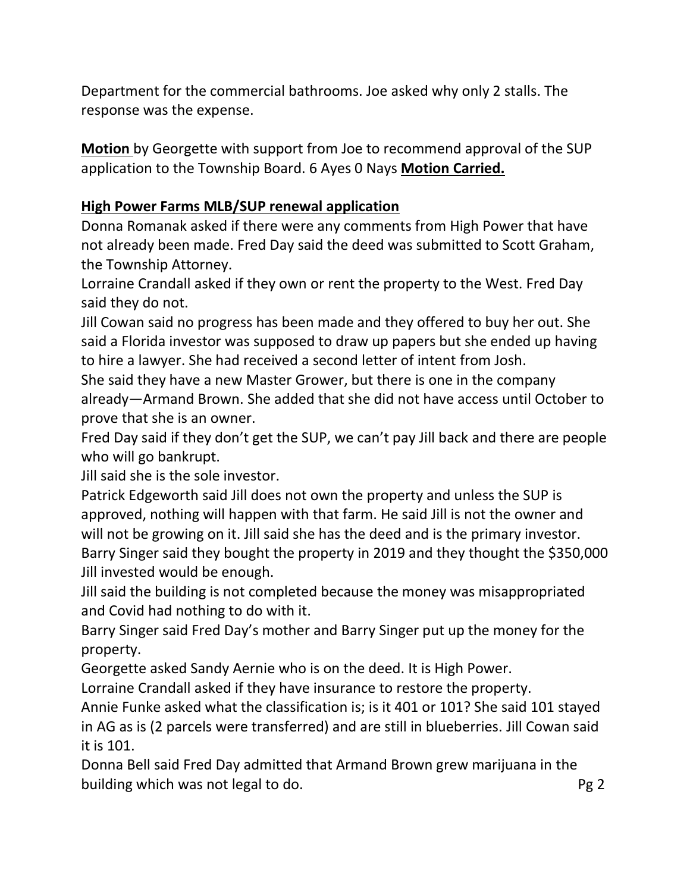Department for the commercial bathrooms. Joe asked why only 2 stalls. The response was the expense.

**<u>Motion</u>** by Georgette with support from Joe to recommend approval of the SUP application to the Township Board. 6 Ayes 0 Nays **<u>Motion Carried.</u>**

**<u>High Power Farms MLB/SUP renewal application</u>**

Donna Romanak asked if there were any comments from High Power that have not already been made. Fred Day said the deed was submitted to Scott Graham, the Township Attorney.

Lorraine Crandall asked if they own or rent the property to the West. Fred Day said they do not.

Jill Cowan said no progress has been made and they offered to buy her out. She said a Florida investor was supposed to draw up papers but she ended up having to hire a lawyer. She had received a second letter of intent from Josh.

She said they have a new Master Grower, but there is one in the company already—Armand Brown. She added that she did not have access until October to prove that she is an owner.

Fred Day said if they don't get the SUP, we can't pay Jill back and there are people who will go bankrupt.

Jill said she is the sole investor.

Patrick Edgeworth said Jill does not own the property and unless the SUP is approved, nothing will happen with that farm. He said Jill is not the owner and will not be growing on it. Jill said she has the deed and is the primary investor.

Barry Singer said they bought the property in 2019 and they thought the $350,000 Jill invested would be enough.

Jill said the building is not completed because the money was misappropriated and Covid had nothing to do with it.

Barry Singer said Fred Day's mother and Barry Singer put up the money for the property.

Georgette asked Sandy Aernie who is on the deed. It is High Power.

Lorraine Crandall asked if they have insurance to restore the property.

Annie Funke asked what the classification is; is it 401 or 101? She said 101 stayed in AG as is (2 parcels were transferred) and are still in blueberries. Jill Cowan said it is 101.

Donna Bell said Fred Day admitted that Armand Brown grew marijuana in the building which was not legal to do.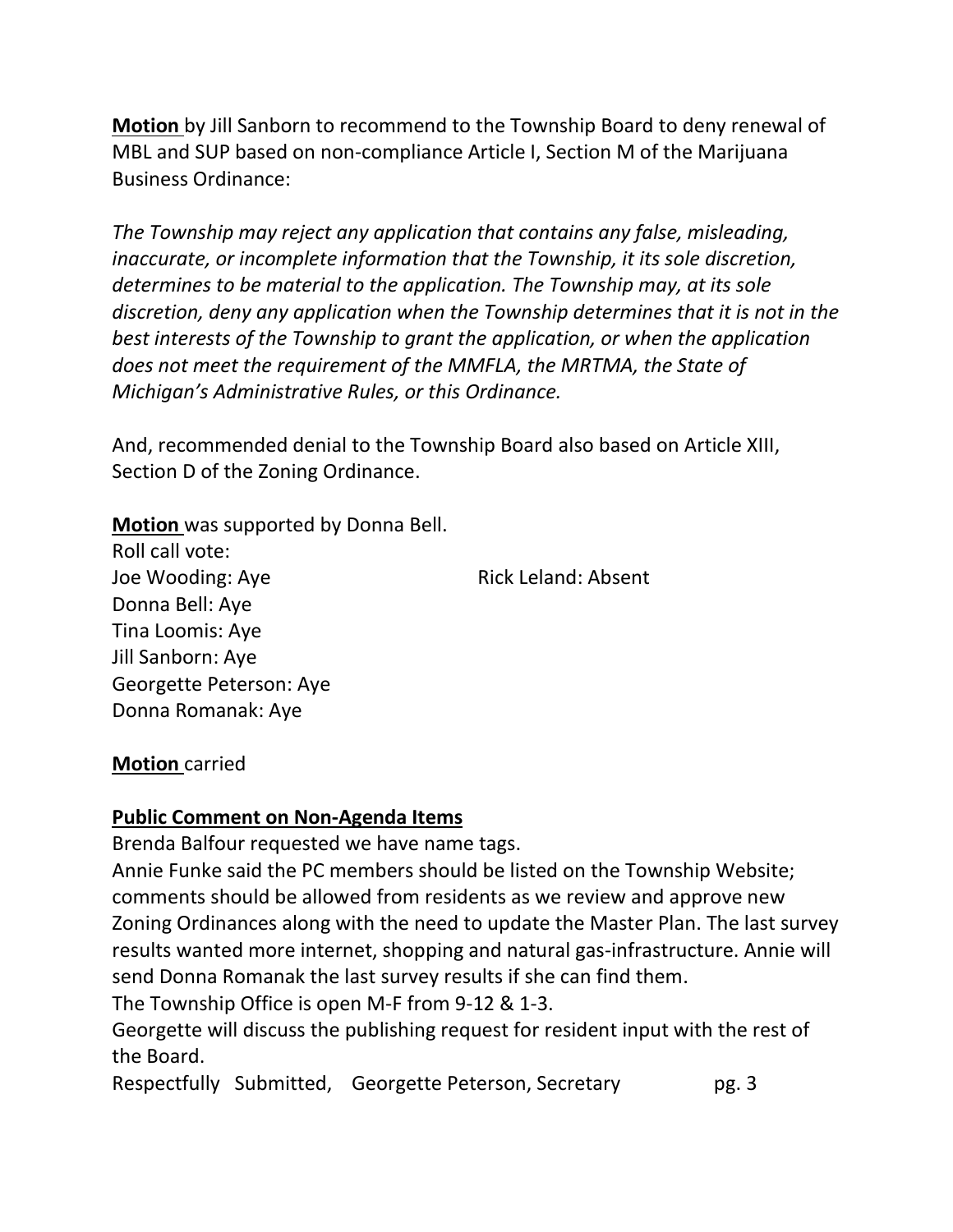**Motion** by Jill Sanborn to recommend to the Township Board to deny renewal of MBL and SUP based on non-compliance Article I, Section M of the Marijuana Business Ordinance:

*The Township may reject any application that contains any false, misleading, inaccurate, or incomplete information that the Township, it its sole discretion, determines to be material to the application. The Township may, at its sole discretion, deny any application when the Township determines that it is not in the best interests of the Township to grant the application, or when the application does not meet the requirement of the MMFLA, the MRTMA, the State of Michigan's Administrative Rules, or this Ordinance.*

And, recommended denial to the Township Board also based on Article XIII, Section D of the Zoning Ordinance.

**Motion** was supported by Donna Bell.

Roll call vote:

Joe Wooding: Aye
Rick Leland: Absent
Donna Bell: Aye
Tina Loomis: Aye
Jill Sanborn: Aye
Georgette Peterson: Aye
Donna Romanak: Aye

**Motion** carried

**Public Comment on Non-Agenda Items**

Brenda Balfour requested we have name tags.

Annie Funke said the PC members should be listed on the Township Website; comments should be allowed from residents as we review and approve new Zoning Ordinances along with the need to update the Master Plan. The last survey results wanted more internet, shopping and natural gas-infrastructure. Annie will send Donna Romanak the last survey results if she can find them.

The Township Office is open M-F from 9-12 & 1-3.

Georgette will discuss the publishing request for resident input with the rest of the Board.

Respectfully Submitted, Georgette Peterson, Secretary